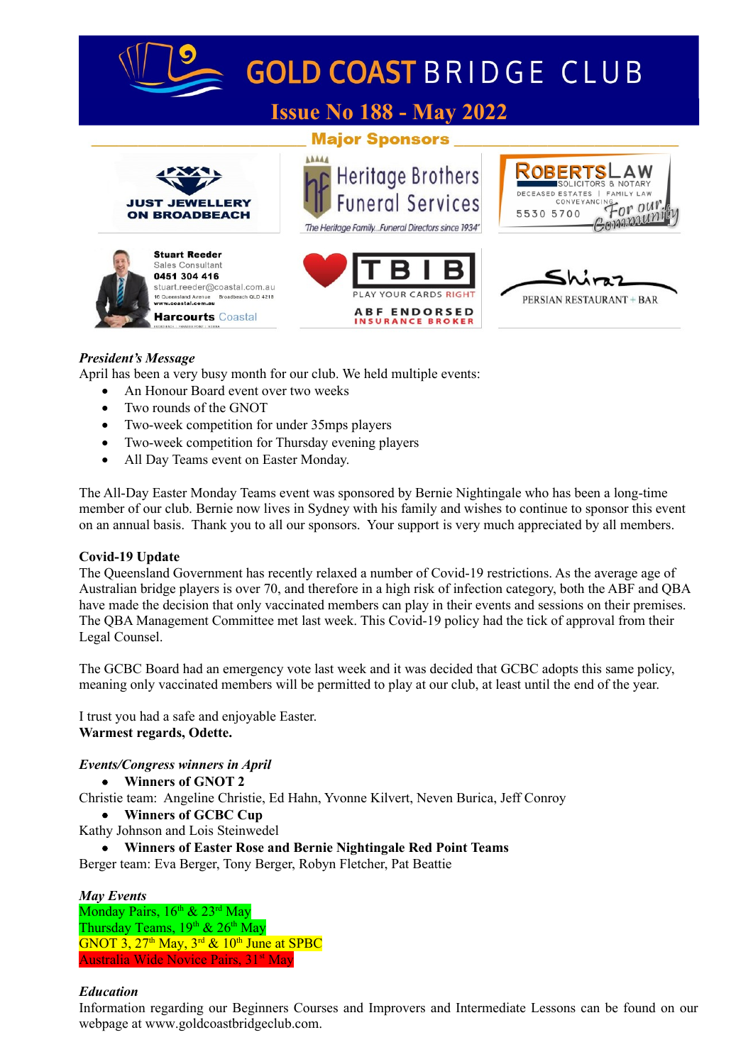# GOLD COAST BRIDGE CLUB

## Issue No 188 - May 2022

### Major Sponsors

JUST JEWELLERY ON BROADBEACH

Heritage Brothers Funeral Services
The Heritage Family...Funeral Directors since 1934'

ROBERTSLAW SOLICITORS & NOTARY
DECEASED ESTATES | FAMILY LAW
CONVEYANCING
5530 5700
For our Community

Stuart Reeder
Sales Consultant
0451 304 416
stuart.reeder@coastal.com.au
10 Queensland Avenue Broadbeach QLD 4218
www.coastal.com.au
Harcourts Coastal

TBIB
PLAY YOUR CARDS RIGHT
ABF ENDORSED INSURANCE BROKER

Shiraz
PERSIAN RESTAURANT + BAR

***President's Message***

April has been a very busy month for our club. We held multiple events:

- An Honour Board event over two weeks
- Two rounds of the GNOT
- Two-week competition for under 35mps players
- Two-week competition for Thursday evening players
- All Day Teams event on Easter Monday.

The All-Day Easter Monday Teams event was sponsored by Bernie Nightingale who has been a long-time member of our club. Bernie now lives in Sydney with his family and wishes to continue to sponsor this event on an annual basis. Thank you to all our sponsors. Your support is very much appreciated by all members.

**Covid-19 Update**

The Queensland Government has recently relaxed a number of Covid-19 restrictions. As the average age of Australian bridge players is over 70, and therefore in a high risk of infection category, both the ABF and QBA have made the decision that only vaccinated members can play in their events and sessions on their premises. The QBA Management Committee met last week. This Covid-19 policy had the tick of approval from their Legal Counsel.

The GCBC Board had an emergency vote last week and it was decided that GCBC adopts this same policy, meaning only vaccinated members will be permitted to play at our club, at least until the end of the year.

I trust you had a safe and enjoyable Easter.
**Warmest regards, Odette.**

***Events/Congress winners in April***

- **Winners of GNOT 2**

Christie team: Angeline Christie, Ed Hahn, Yvonne Kilvert, Neven Burica, Jeff Conroy

- **Winners of GCBC Cup**

Kathy Johnson and Lois Steinwedel

- **Winners of Easter Rose and Bernie Nightingale Red Point Teams**

Berger team: Eva Berger, Tony Berger, Robyn Fletcher, Pat Beattie

***May Events***

Monday Pairs, 16th & 23rd May
Thursday Teams, 19th & 26th May
GNOT 3, 27th May, 3rd & 10th June at SPBC
Australia Wide Novice Pairs, 31st May

***Education***

Information regarding our Beginners Courses and Improvers and Intermediate Lessons can be found on our webpage at www.goldcoastbridgeclub.com.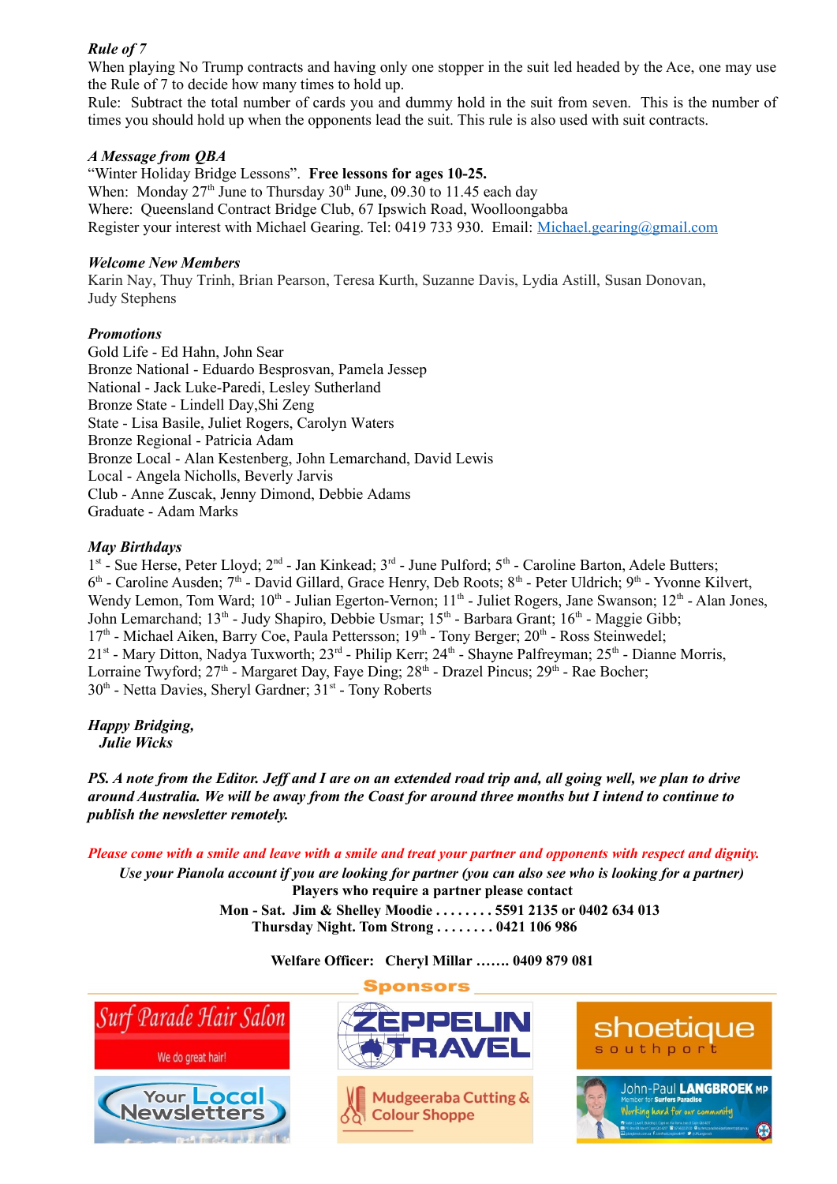*Rule of 7*

When playing No Trump contracts and having only one stopper in the suit led headed by the Ace, one may use the Rule of 7 to decide how many times to hold up.

Rule: Subtract the total number of cards you and dummy hold in the suit from seven. This is the number of times you should hold up when the opponents lead the suit. This rule is also used with suit contracts.

*A Message from QBA*

"Winter Holiday Bridge Lessons". **Free lessons for ages 10-25.**

When: Monday 27th June to Thursday 30th June, 09.30 to 11.45 each day

Where: Queensland Contract Bridge Club, 67 Ipswich Road, Woolloongabba

Register your interest with Michael Gearing. Tel: 0419 733 930. Email: Michael.gearing@gmail.com

***Welcome New Members***

Karin Nay, Thuy Trinh, Brian Pearson, Teresa Kurth, Suzanne Davis, Lydia Astill, Susan Donovan, Judy Stephens

***Promotions***

Gold Life - Ed Hahn, John Sear

Bronze National - Eduardo Besprosvan, Pamela Jessep

National - Jack Luke-Paredi, Lesley Sutherland

Bronze State - Lindell Day,Shi Zeng

State - Lisa Basile, Juliet Rogers, Carolyn Waters

Bronze Regional - Patricia Adam

Bronze Local - Alan Kestenberg, John Lemarchand, David Lewis

Local - Angela Nicholls, Beverly Jarvis

Club - Anne Zuscak, Jenny Dimond, Debbie Adams

Graduate - Adam Marks

***May Birthdays***

1st - Sue Herse, Peter Lloyd; 2nd - Jan Kinkead; 3rd - June Pulford; 5th - Caroline Barton, Adele Butters; 6th - Caroline Ausden; 7th - David Gillard, Grace Henry, Deb Roots; 8th - Peter Uldrich; 9th - Yvonne Kilvert, Wendy Lemon, Tom Ward; 10th - Julian Egerton-Vernon; 11th - Juliet Rogers, Jane Swanson; 12th - Alan Jones, John Lemarchand; 13th - Judy Shapiro, Debbie Usmar; 15th - Barbara Grant; 16th - Maggie Gibb; 17th - Michael Aiken, Barry Coe, Paula Pettersson; 19th - Tony Berger; 20th - Ross Steinwedel; 21st - Mary Ditton, Nadya Tuxworth; 23rd - Philip Kerr; 24th - Shayne Palfreyman; 25th - Dianne Morris, Lorraine Twyford; 27th - Margaret Day, Faye Ding; 28th - Drazel Pincus; 29th - Rae Bocher; 30th - Netta Davies, Sheryl Gardner; 31st - Tony Roberts

***Happy Bridging,***
***Julie Wicks***

***PS. A note from the Editor. Jeff and I are on an extended road trip and, all going well, we plan to drive around Australia. We will be away from the Coast for around three months but I intend to continue to publish the newsletter remotely.***

***Please come with a smile and leave with a smile and treat your partner and opponents with respect and dignity.***

***Use your Pianola account if you are looking for partner (you can also see who is looking for a partner)***

**Players who require a partner please contact**

**Mon - Sat. Jim & Shelley Moodie . . . . . . . . 5591 2135 or 0402 634 013**

**Thursday Night. Tom Strong . . . . . . . . 0421 106 986**

**Welfare Officer: Cheryl Millar ……. 0409 879 081**

**Sponsors**

Surf Parade Hair Salon — We do great hair!

Zeppelin Travel

shoetique southport

Your Local Newsletters

Mudgeeraba Cutting & Colour Shoppe

John-Paul Langbroek MP — Member for Surfers Paradise — Working hard for our community